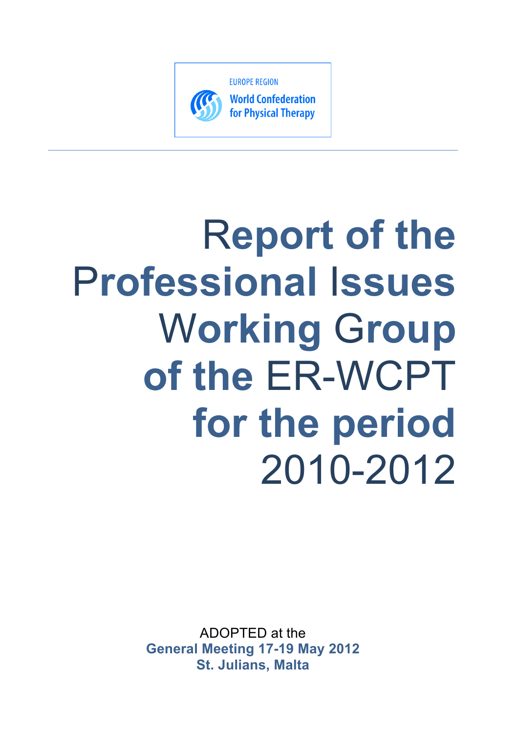EUROPE REGION

World Confederation for Physical Therapy

# Report of the Professional Issues Working Group of the ER-WCPT for the period 2010-2012

ADOPTED at the
**General Meeting 17-19 May 2012**
**St. Julians, Malta**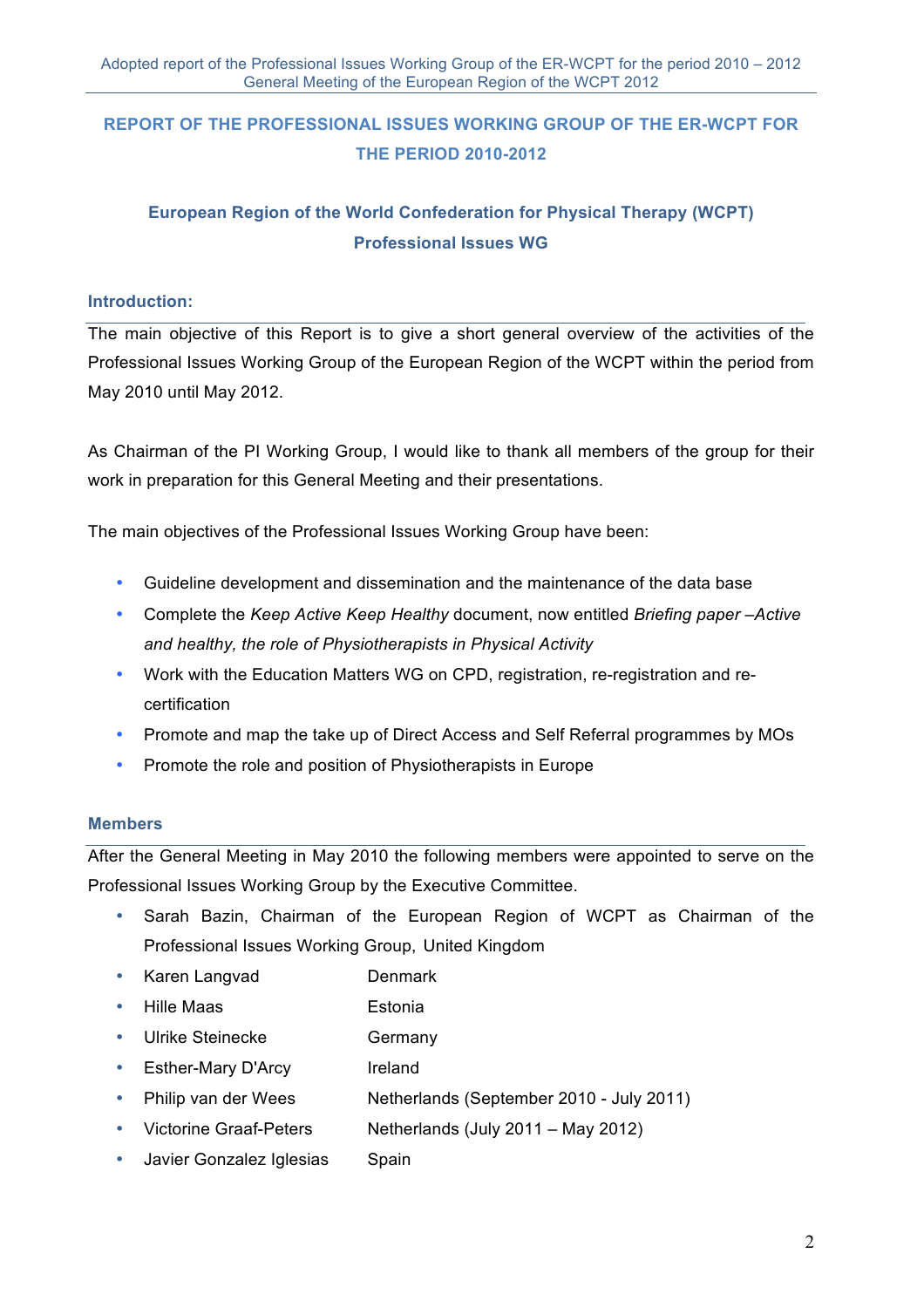# REPORT OF THE PROFESSIONAL ISSUES WORKING GROUP OF THE ER-WCPT FOR THE PERIOD 2010-2012

## European Region of the World Confederation for Physical Therapy (WCPT) Professional Issues WG

### Introduction:

The main objective of this Report is to give a short general overview of the activities of the Professional Issues Working Group of the European Region of the WCPT within the period from May 2010 until May 2012.

As Chairman of the PI Working Group, I would like to thank all members of the group for their work in preparation for this General Meeting and their presentations.

The main objectives of the Professional Issues Working Group have been:

- Guideline development and dissemination and the maintenance of the data base
- Complete the *Keep Active Keep Healthy* document, now entitled *Briefing paper –Active and healthy, the role of Physiotherapists in Physical Activity*
- Work with the Education Matters WG on CPD, registration, re-registration and re-certification
- Promote and map the take up of Direct Access and Self Referral programmes by MOs
- Promote the role and position of Physiotherapists in Europe

### Members

After the General Meeting in May 2010 the following members were appointed to serve on the Professional Issues Working Group by the Executive Committee.

- Sarah Bazin, Chairman of the European Region of WCPT as Chairman of the Professional Issues Working Group, United Kingdom
- Karen Langvad — Denmark
- Hille Maas — Estonia
- Ulrike Steinecke — Germany
- Esther-Mary D'Arcy — Ireland
- Philip van der Wees — Netherlands (September 2010 - July 2011)
- Victorine Graaf-Peters — Netherlands (July 2011 – May 2012)
- Javier Gonzalez Iglesias — Spain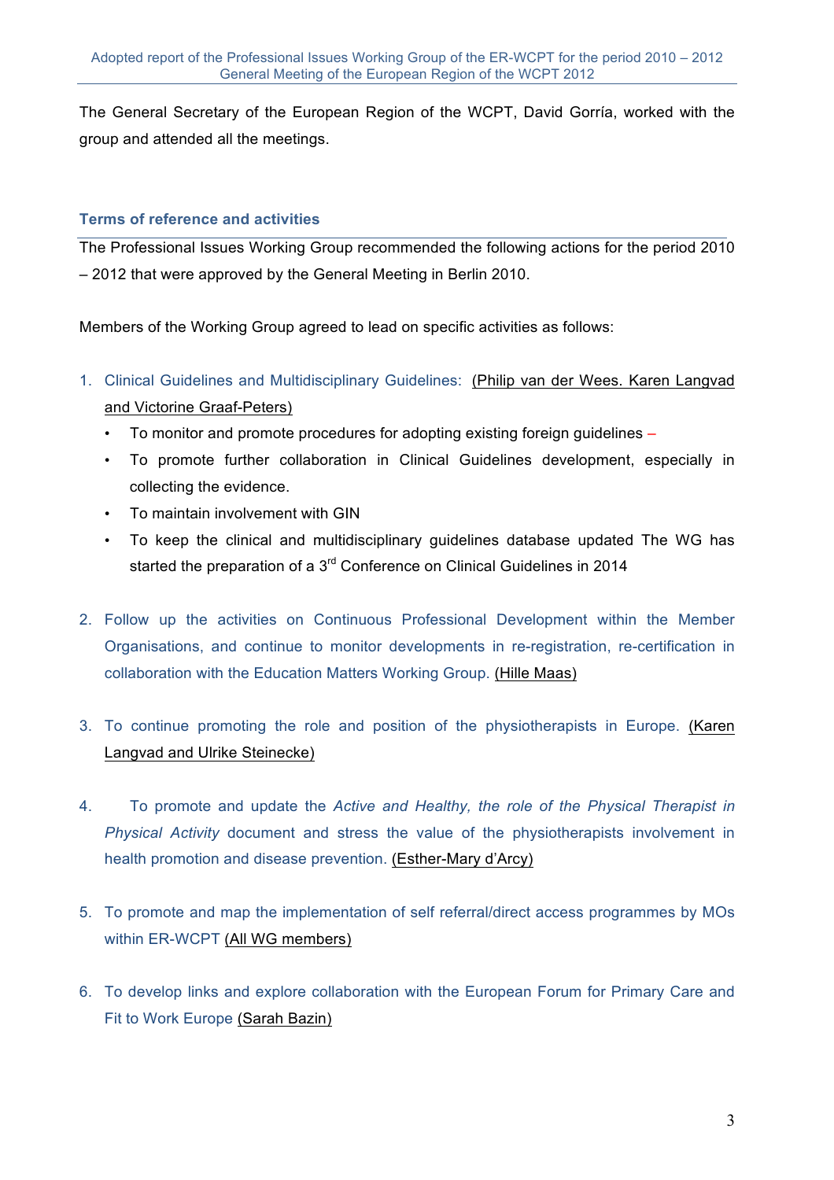The General Secretary of the European Region of the WCPT, David Gorría, worked with the group and attended all the meetings.

## Terms of reference and activities

The Professional Issues Working Group recommended the following actions for the period 2010 – 2012 that were approved by the General Meeting in Berlin 2010.

Members of the Working Group agreed to lead on specific activities as follows:

1. Clinical Guidelines and Multidisciplinary Guidelines: (Philip van der Wees. Karen Langvad and Victorine Graaf-Peters)
   - To monitor and promote procedures for adopting existing foreign guidelines –
   - To promote further collaboration in Clinical Guidelines development, especially in collecting the evidence.
   - To maintain involvement with GIN
   - To keep the clinical and multidisciplinary guidelines database updated The WG has started the preparation of a 3rd Conference on Clinical Guidelines in 2014

2. Follow up the activities on Continuous Professional Development within the Member Organisations, and continue to monitor developments in re-registration, re-certification in collaboration with the Education Matters Working Group. (Hille Maas)

3. To continue promoting the role and position of the physiotherapists in Europe. (Karen Langvad and Ulrike Steinecke)

4. To promote and update the *Active and Healthy, the role of the Physical Therapist in Physical Activity* document and stress the value of the physiotherapists involvement in health promotion and disease prevention. (Esther-Mary d'Arcy)

5. To promote and map the implementation of self referral/direct access programmes by MOs within ER-WCPT (All WG members)

6. To develop links and explore collaboration with the European Forum for Primary Care and Fit to Work Europe (Sarah Bazin)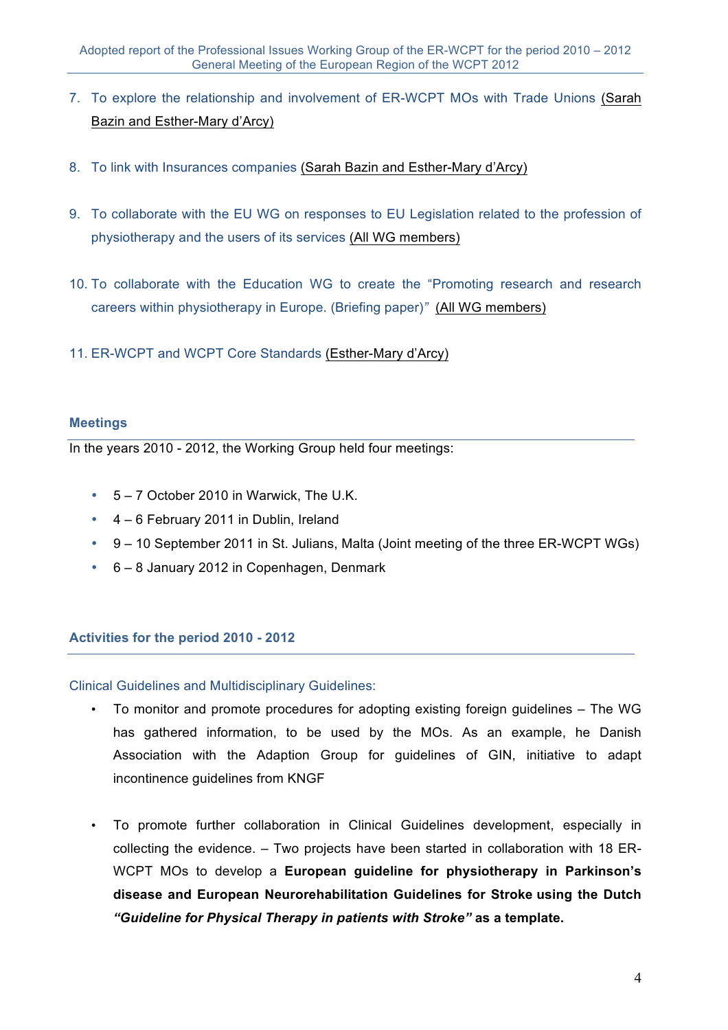7. To explore the relationship and involvement of ER-WCPT MOs with Trade Unions (Sarah Bazin and Esther-Mary d'Arcy)

8. To link with Insurances companies (Sarah Bazin and Esther-Mary d'Arcy)

9. To collaborate with the EU WG on responses to EU Legislation related to the profession of physiotherapy and the users of its services (All WG members)

10. To collaborate with the Education WG to create the "Promoting research and research careers within physiotherapy in Europe. (Briefing paper)" (All WG members)

11. ER-WCPT and WCPT Core Standards (Esther-Mary d'Arcy)

### Meetings

In the years 2010 - 2012, the Working Group held four meetings:

- 5 – 7 October 2010 in Warwick, The U.K.
- 4 – 6 February 2011 in Dublin, Ireland
- 9 – 10 September 2011 in St. Julians, Malta (Joint meeting of the three ER-WCPT WGs)
- 6 – 8 January 2012 in Copenhagen, Denmark

### Activities for the period 2010 - 2012

Clinical Guidelines and Multidisciplinary Guidelines:

- To monitor and promote procedures for adopting existing foreign guidelines – The WG has gathered information, to be used by the MOs. As an example, he Danish Association with the Adaption Group for guidelines of GIN, initiative to adapt incontinence guidelines from KNGF

- To promote further collaboration in Clinical Guidelines development, especially in collecting the evidence. – Two projects have been started in collaboration with 18 ER-WCPT MOs to develop a **European guideline for physiotherapy in Parkinson's disease and European Neurorehabilitation Guidelines for Stroke using the Dutch *"Guideline for Physical Therapy in patients with Stroke"* as a template.**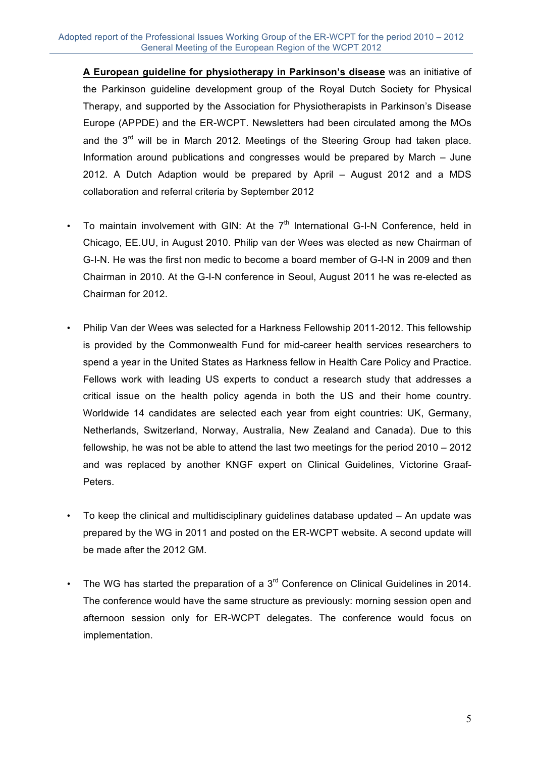**<u>A European guideline for physiotherapy in Parkinson's disease</u>** was an initiative of the Parkinson guideline development group of the Royal Dutch Society for Physical Therapy, and supported by the Association for Physiotherapists in Parkinson's Disease Europe (APPDE) and the ER-WCPT. Newsletters had been circulated among the MOs and the 3rd will be in March 2012. Meetings of the Steering Group had taken place. Information around publications and congresses would be prepared by March – June 2012. A Dutch Adaption would be prepared by April – August 2012 and a MDS collaboration and referral criteria by September 2012

- To maintain involvement with GIN: At the 7th International G-I-N Conference, held in Chicago, EE.UU, in August 2010. Philip van der Wees was elected as new Chairman of G-I-N. He was the first non medic to become a board member of G-I-N in 2009 and then Chairman in 2010. At the G-I-N conference in Seoul, August 2011 he was re-elected as Chairman for 2012.

- Philip Van der Wees was selected for a Harkness Fellowship 2011-2012. This fellowship is provided by the Commonwealth Fund for mid-career health services researchers to spend a year in the United States as Harkness fellow in Health Care Policy and Practice. Fellows work with leading US experts to conduct a research study that addresses a critical issue on the health policy agenda in both the US and their home country. Worldwide 14 candidates are selected each year from eight countries: UK, Germany, Netherlands, Switzerland, Norway, Australia, New Zealand and Canada). Due to this fellowship, he was not be able to attend the last two meetings for the period 2010 – 2012 and was replaced by another KNGF expert on Clinical Guidelines, Victorine Graaf-Peters.

- To keep the clinical and multidisciplinary guidelines database updated – An update was prepared by the WG in 2011 and posted on the ER-WCPT website. A second update will be made after the 2012 GM.

- The WG has started the preparation of a 3rd Conference on Clinical Guidelines in 2014. The conference would have the same structure as previously: morning session open and afternoon session only for ER-WCPT delegates. The conference would focus on implementation.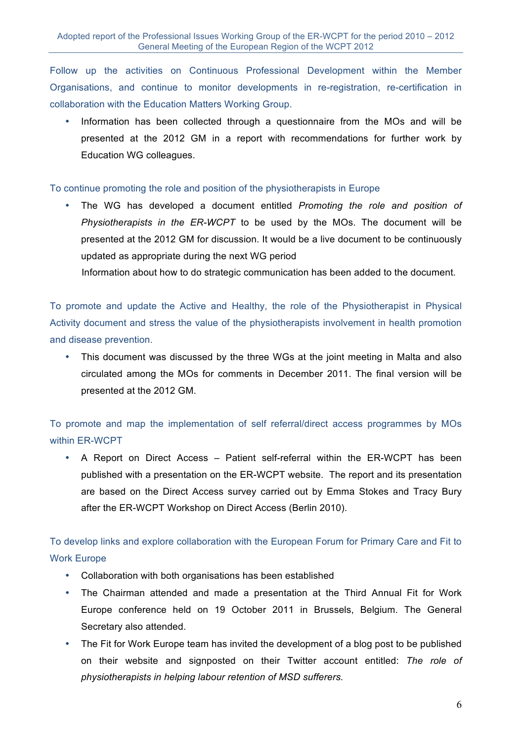Follow up the activities on Continuous Professional Development within the Member Organisations, and continue to monitor developments in re-registration, re-certification in collaboration with the Education Matters Working Group.

- Information has been collected through a questionnaire from the MOs and will be presented at the 2012 GM in a report with recommendations for further work by Education WG colleagues.

To continue promoting the role and position of the physiotherapists in Europe

- The WG has developed a document entitled *Promoting the role and position of Physiotherapists in the ER-WCPT* to be used by the MOs. The document will be presented at the 2012 GM for discussion. It would be a live document to be continuously updated as appropriate during the next WG period
  Information about how to do strategic communication has been added to the document.

To promote and update the Active and Healthy, the role of the Physiotherapist in Physical Activity document and stress the value of the physiotherapists involvement in health promotion and disease prevention.

- This document was discussed by the three WGs at the joint meeting in Malta and also circulated among the MOs for comments in December 2011. The final version will be presented at the 2012 GM.

To promote and map the implementation of self referral/direct access programmes by MOs within ER-WCPT

- A Report on Direct Access – Patient self-referral within the ER-WCPT has been published with a presentation on the ER-WCPT website. The report and its presentation are based on the Direct Access survey carried out by Emma Stokes and Tracy Bury after the ER-WCPT Workshop on Direct Access (Berlin 2010).

To develop links and explore collaboration with the European Forum for Primary Care and Fit to Work Europe

- Collaboration with both organisations has been established
- The Chairman attended and made a presentation at the Third Annual Fit for Work Europe conference held on 19 October 2011 in Brussels, Belgium. The General Secretary also attended.
- The Fit for Work Europe team has invited the development of a blog post to be published on their website and signposted on their Twitter account entitled: *The role of physiotherapists in helping labour retention of MSD sufferers.*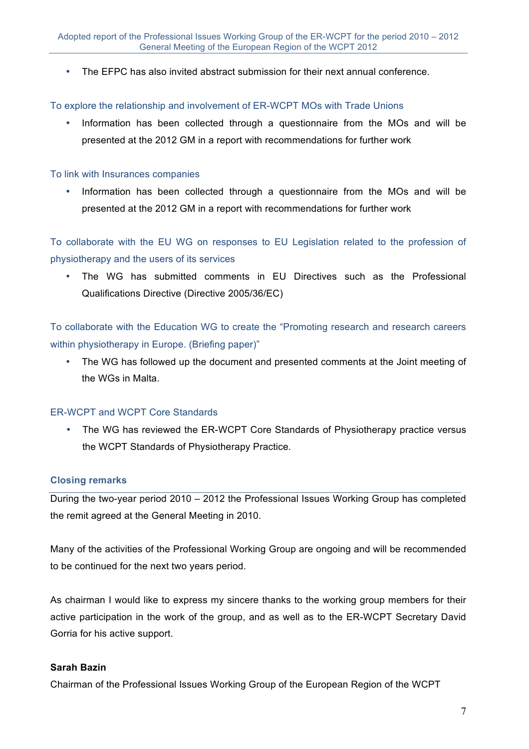- The EFPC has also invited abstract submission for their next annual conference.

### To explore the relationship and involvement of ER-WCPT MOs with Trade Unions

- Information has been collected through a questionnaire from the MOs and will be presented at the 2012 GM in a report with recommendations for further work

### To link with Insurances companies

- Information has been collected through a questionnaire from the MOs and will be presented at the 2012 GM in a report with recommendations for further work

### To collaborate with the EU WG on responses to EU Legislation related to the profession of physiotherapy and the users of its services

- The WG has submitted comments in EU Directives such as the Professional Qualifications Directive (Directive 2005/36/EC)

### To collaborate with the Education WG to create the "Promoting research and research careers within physiotherapy in Europe. (Briefing paper)"

- The WG has followed up the document and presented comments at the Joint meeting of the WGs in Malta.

### ER-WCPT and WCPT Core Standards

- The WG has reviewed the ER-WCPT Core Standards of Physiotherapy practice versus the WCPT Standards of Physiotherapy Practice.

## Closing remarks

During the two-year period 2010 – 2012 the Professional Issues Working Group has completed the remit agreed at the General Meeting in 2010.

Many of the activities of the Professional Working Group are ongoing and will be recommended to be continued for the next two years period.

As chairman I would like to express my sincere thanks to the working group members for their active participation in the work of the group, and as well as to the ER-WCPT Secretary David Gorria for his active support.

**Sarah Bazin**

Chairman of the Professional Issues Working Group of the European Region of the WCPT